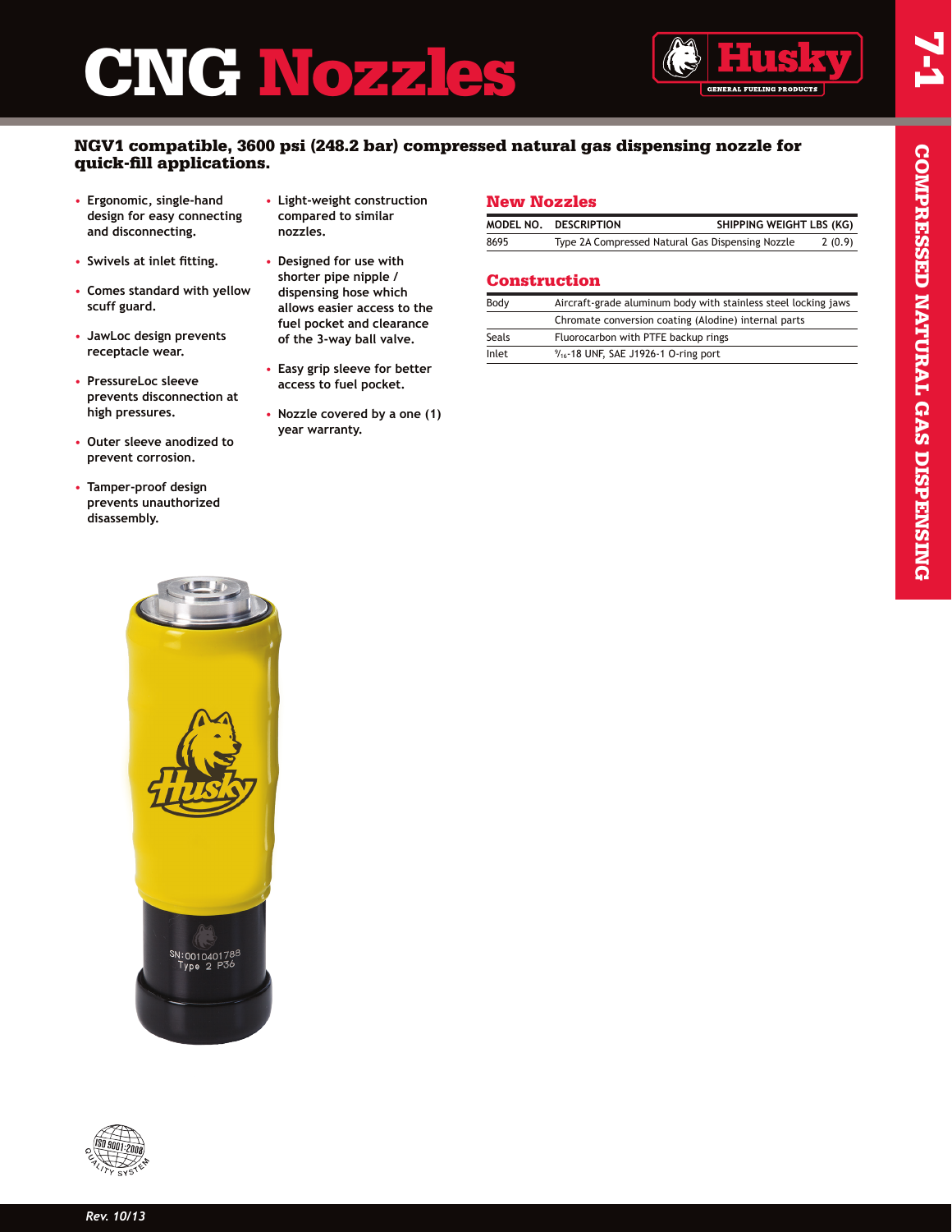# CNG Nozzles

**NGV1 compatible, 3600 psi (248.2 bar) compressed natural gas dispensing nozzle for quick-fill applications.**

- Ergonomic, single-hand design for easy connecting and disconnecting.
- Swivels at inlet fitting.
- Comes standard with yellow scuff guard.
- JawLoc design prevents receptacle wear.
- PressureLoc sleeve prevents disconnection at high pressures.
- Outer sleeve anodized to prevent corrosion.
- Tamper-proof design prevents unauthorized disassembly.
- Light-weight construction compared to similar nozzles.
- Designed for use with shorter pipe nipple / dispensing hose which allows easier access to the fuel pocket and clearance of the 3-way ball valve.
- Easy grip sleeve for better access to fuel pocket.
- Nozzle covered by a one (1) year warranty.

## New Nozzles

| MODEL NO. | DESCRIPTION | SHIPPING WEIGHT LBS (KG) |
|---|---|---|
| 8695 | Type 2A Compressed Natural Gas Dispensing Nozzle | 2 (0.9) |

## Construction

| | |
|---|---|
| Body | Aircraft-grade aluminum body with stainless steel locking jaws |
| | Chromate conversion coating (Alodine) internal parts |
| Seals | Fluorocarbon with PTFE backup rings |
| Inlet | 9/16-18 UNF, SAE J1926-1 O-ring port |

Rev. 10/13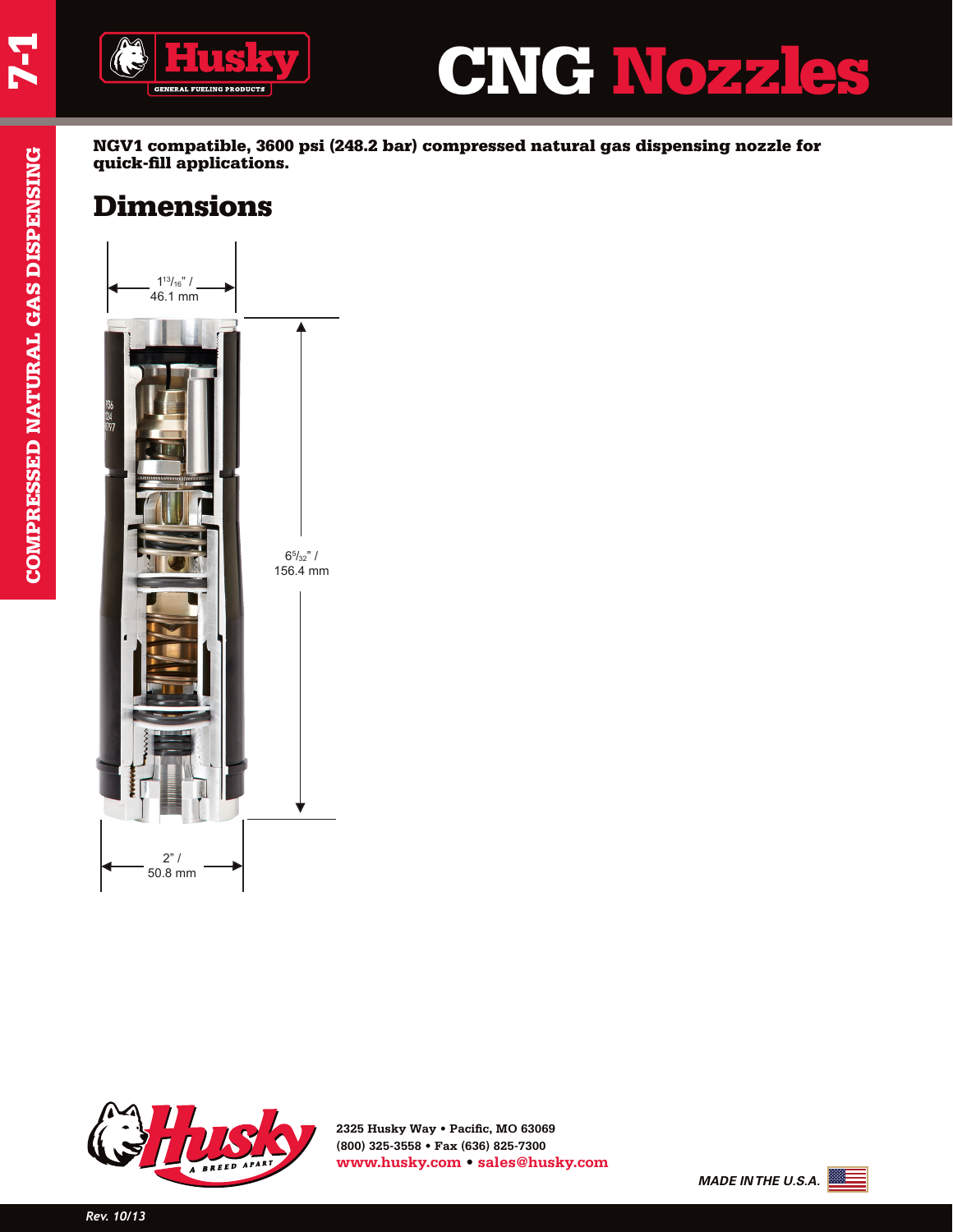# CNG Nozzles

**NGV1 compatible, 3600 psi (248.2 bar) compressed natural gas dispensing nozzle for quick-fill applications.**

## Dimensions

1 13/16" / 46.1 mm

6 5/32" / 156.4 mm

2" / 50.8 mm

2325 Husky Way • Pacific, MO 63069
(800) 325-3558 • Fax (636) 825-7300
www.husky.com • sales@husky.com

*MADE IN THE U.S.A.*

*Rev. 10/13*